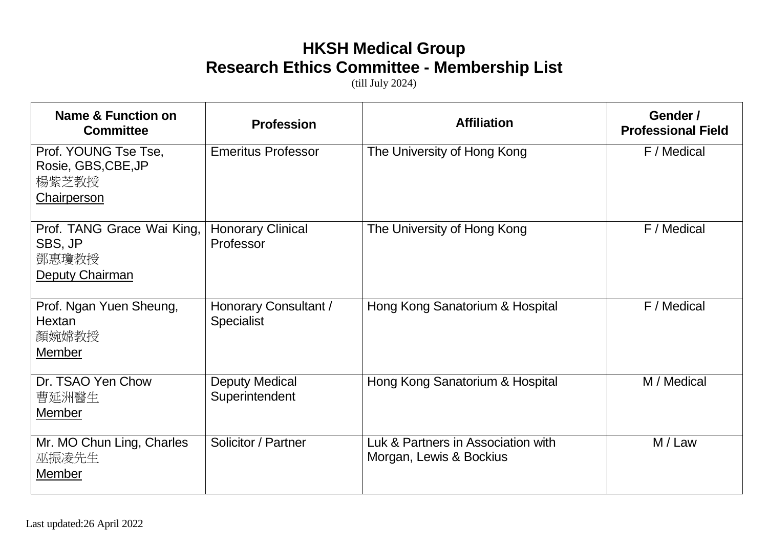# HKSH Medical Group
# Research Ethics Committee - Membership List

(till July 2024)

| Name & Function on Committee | Profession | Affiliation | Gender / Professional Field |
|---|---|---|---|
| Prof. YOUNG Tse Tse, Rosie, GBS,CBE,JP<br>楊紫芝教授<br>Chairperson | Emeritus Professor | The University of Hong Kong | F / Medical |
| Prof. TANG Grace Wai King, SBS, JP<br>鄧惠瓊教授<br>Deputy Chairman | Honorary Clinical Professor | The University of Hong Kong | F / Medical |
| Prof. Ngan Yuen Sheung, Hextan<br>顏婉嫦教授<br>Member | Honorary Consultant / Specialist | Hong Kong Sanatorium & Hospital | F / Medical |
| Dr. TSAO Yen Chow<br>曹延洲醫生<br>Member | Deputy Medical Superintendent | Hong Kong Sanatorium & Hospital | M / Medical |
| Mr. MO Chun Ling, Charles<br>巫振凌先生<br>Member | Solicitor / Partner | Luk & Partners in Association with Morgan, Lewis & Bockius | M / Law |

Last updated:26 April 2022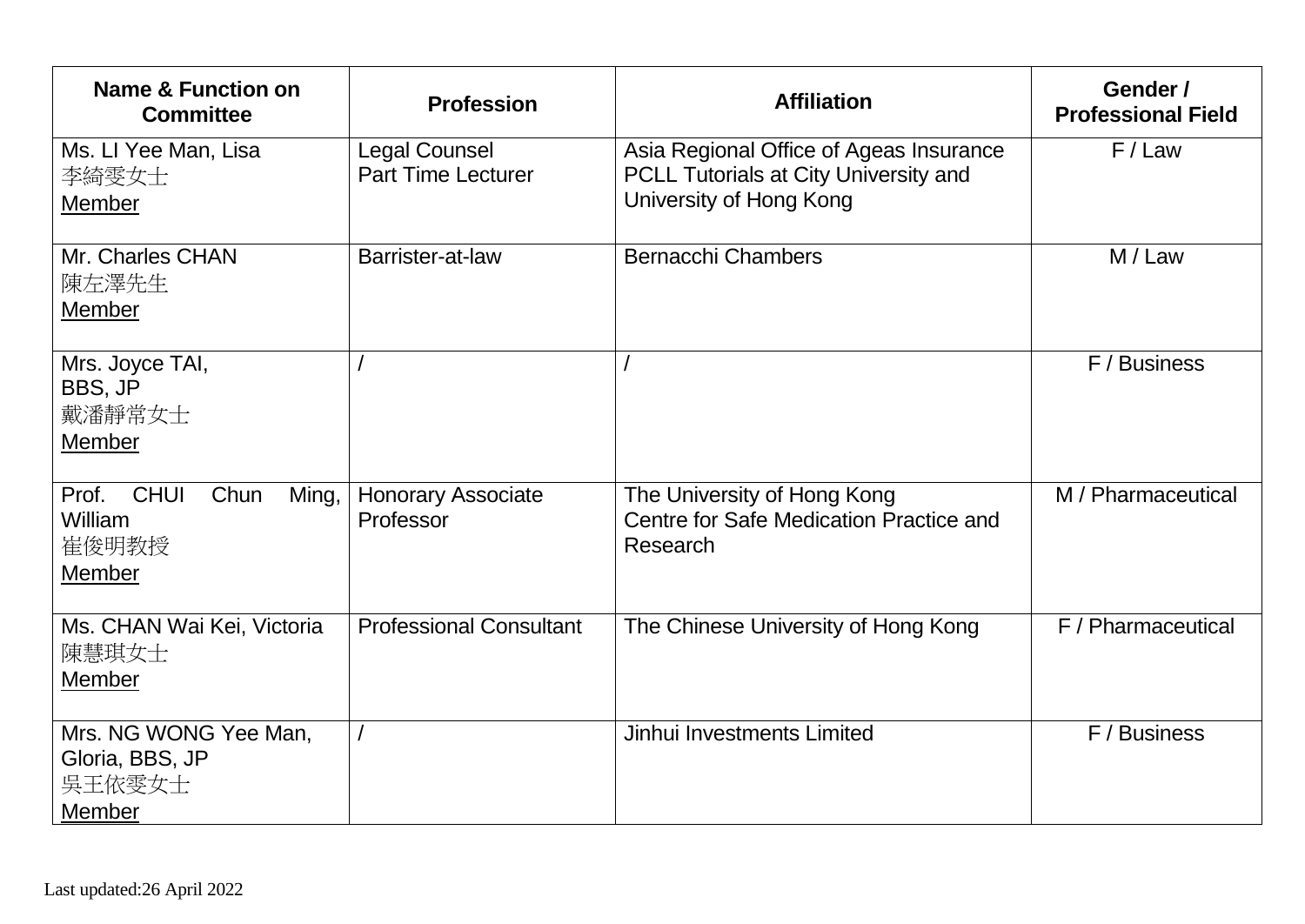| Name & Function on Committee | Profession | Affiliation | Gender / Professional Field |
|---|---|---|---|
| Ms. LI Yee Man, Lisa<br>李綺雯女士<br>Member | Legal Counsel<br>Part Time Lecturer | Asia Regional Office of Ageas Insurance<br>PCLL Tutorials at City University and University of Hong Kong | F / Law |
| Mr. Charles CHAN<br>陳左澤先生<br>Member | Barrister-at-law | Bernacchi Chambers | M / Law |
| Mrs. Joyce TAI, BBS, JP<br>戴潘靜常女士<br>Member | / | / | F / Business |
| Prof. CHUI Chun Ming, William<br>崔俊明教授<br>Member | Honorary Associate Professor | The University of Hong Kong<br>Centre for Safe Medication Practice and Research | M / Pharmaceutical |
| Ms. CHAN Wai Kei, Victoria<br>陳慧琪女士<br>Member | Professional Consultant | The Chinese University of Hong Kong | F / Pharmaceutical |
| Mrs. NG WONG Yee Man, Gloria, BBS, JP<br>吳王依雯女士<br>Member | / | Jinhui Investments Limited | F / Business |

Last updated:26 April 2022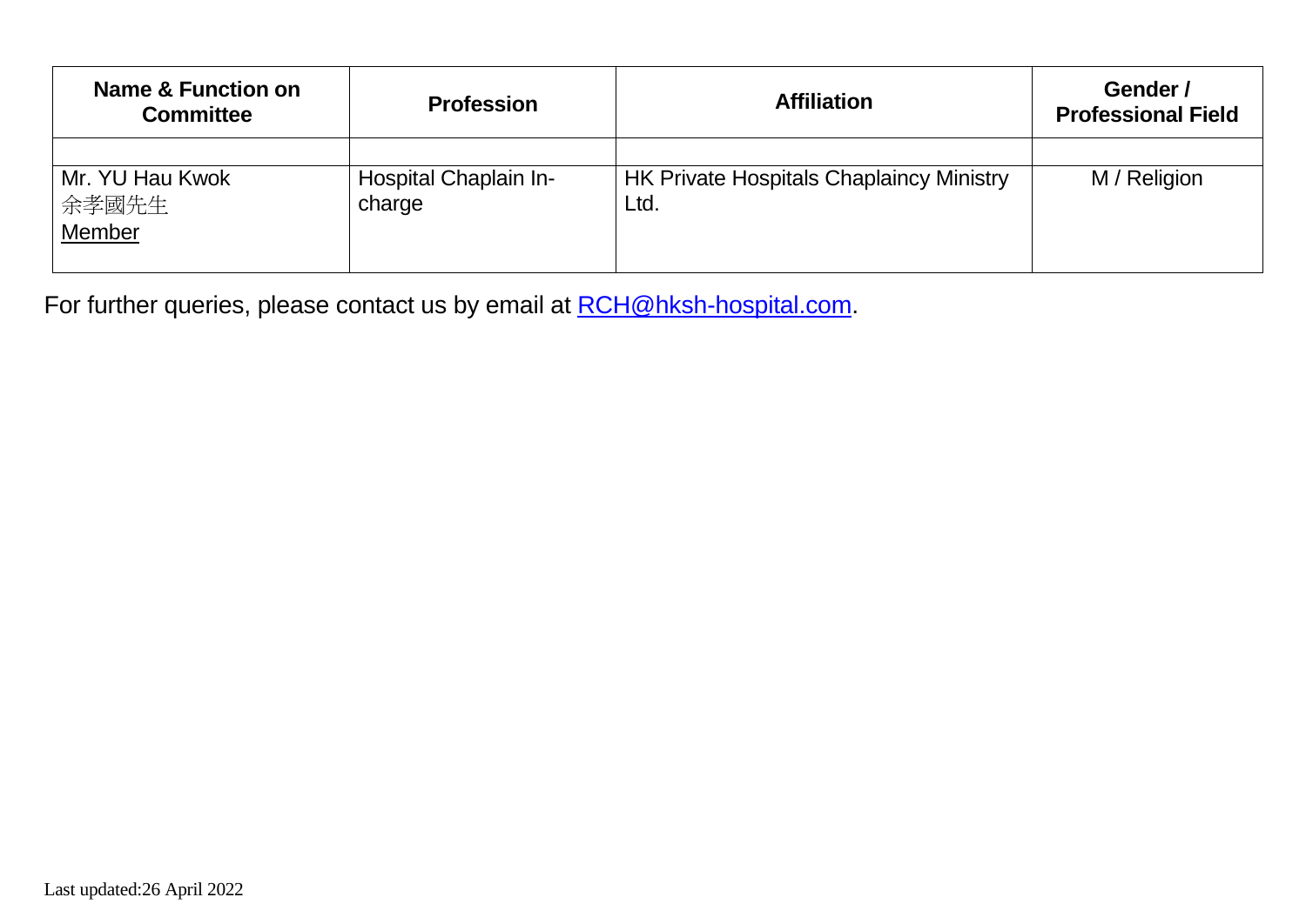| Name & Function on Committee | Profession | Affiliation | Gender / Professional Field |
|---|---|---|---|
| | | | |
| Mr. YU Hau Kwok 余孝國先生 Member | Hospital Chaplain In-charge | HK Private Hospitals Chaplaincy Ministry Ltd. | M / Religion |

For further queries, please contact us by email at RCH@hksh-hospital.com.

Last updated:26 April 2022